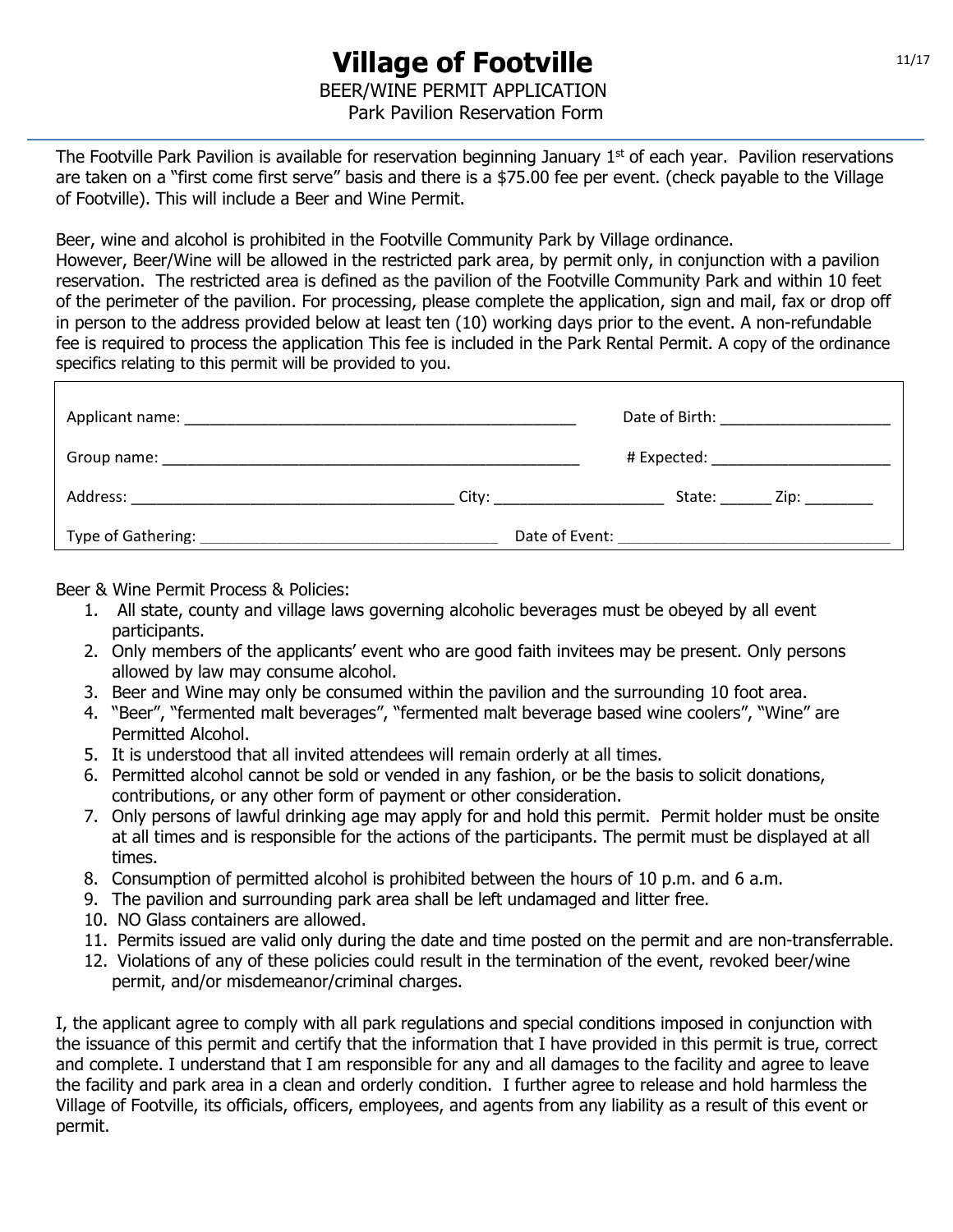# Village of Footville

BEER/WINE PERMIT APPLICATION
Park Pavilion Reservation Form

The Footville Park Pavilion is available for reservation beginning January 1st of each year. Pavilion reservations are taken on a "first come first serve" basis and there is a $75.00 fee per event. (check payable to the Village of Footville). This will include a Beer and Wine Permit.

Beer, wine and alcohol is prohibited in the Footville Community Park by Village ordinance.
However, Beer/Wine will be allowed in the restricted park area, by permit only, in conjunction with a pavilion reservation. The restricted area is defined as the pavilion of the Footville Community Park and within 10 feet of the perimeter of the pavilion. For processing, please complete the application, sign and mail, fax or drop off in person to the address provided below at least ten (10) working days prior to the event. A non-refundable fee is required to process the application This fee is included in the Park Rental Permit. A copy of the ordinance specifics relating to this permit will be provided to you.

Applicant name: ______________________________ Date of Birth: ____________________

Group name: ______________________________ # Expected: ____________________

Address: ______________________________ City: ____________________ State: ______ Zip: ________

Type of Gathering: ______________________________ Date of Event: ____________________

Beer & Wine Permit Process & Policies:

1. All state, county and village laws governing alcoholic beverages must be obeyed by all event participants.
2. Only members of the applicants' event who are good faith invitees may be present. Only persons allowed by law may consume alcohol.
3. Beer and Wine may only be consumed within the pavilion and the surrounding 10 foot area.
4. "Beer", "fermented malt beverages", "fermented malt beverage based wine coolers", "Wine" are Permitted Alcohol.
5. It is understood that all invited attendees will remain orderly at all times.
6. Permitted alcohol cannot be sold or vended in any fashion, or be the basis to solicit donations, contributions, or any other form of payment or other consideration.
7. Only persons of lawful drinking age may apply for and hold this permit. Permit holder must be onsite at all times and is responsible for the actions of the participants. The permit must be displayed at all times.
8. Consumption of permitted alcohol is prohibited between the hours of 10 p.m. and 6 a.m.
9. The pavilion and surrounding park area shall be left undamaged and litter free.
10. NO Glass containers are allowed.
11. Permits issued are valid only during the date and time posted on the permit and are non-transferrable.
12. Violations of any of these policies could result in the termination of the event, revoked beer/wine permit, and/or misdemeanor/criminal charges.

I, the applicant agree to comply with all park regulations and special conditions imposed in conjunction with the issuance of this permit and certify that the information that I have provided in this permit is true, correct and complete. I understand that I am responsible for any and all damages to the facility and agree to leave the facility and park area in a clean and orderly condition. I further agree to release and hold harmless the Village of Footville, its officials, officers, employees, and agents from any liability as a result of this event or permit.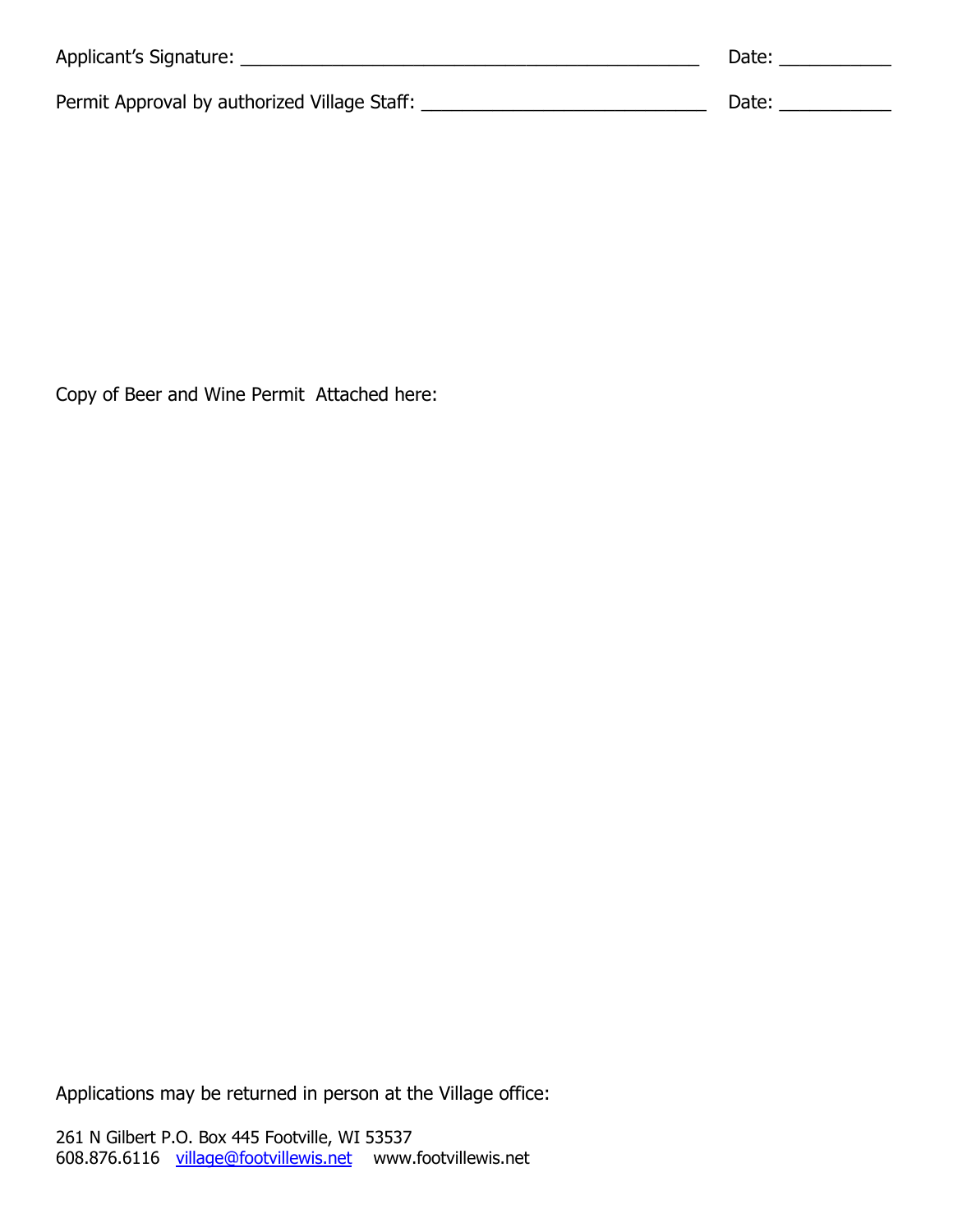Applicant's Signature: _____________________________________________ Date: ___________

Permit Approval by authorized Village Staff: ____________________________ Date: ___________

Copy of Beer and Wine Permit Attached here:

Applications may be returned in person at the Village office:

261 N Gilbert P.O. Box 445 Footville, WI 53537
608.876.6116 village@footvillewis.net www.footvillewis.net